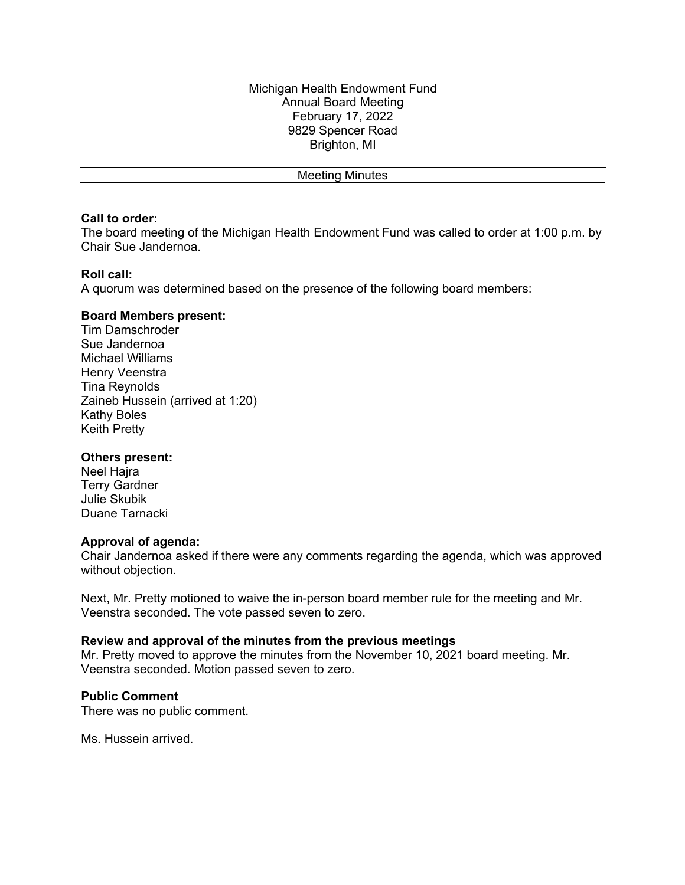Michigan Health Endowment Fund
Annual Board Meeting
February 17, 2022
9829 Spencer Road
Brighton, MI

---

Meeting Minutes

---

**Call to order:**
The board meeting of the Michigan Health Endowment Fund was called to order at 1:00 p.m. by Chair Sue Jandernoa.

**Roll call:**
A quorum was determined based on the presence of the following board members:

**Board Members present:**
Tim Damschroder
Sue Jandernoa
Michael Williams
Henry Veenstra
Tina Reynolds
Zaineb Hussein (arrived at 1:20)
Kathy Boles
Keith Pretty

**Others present:**
Neel Hajra
Terry Gardner
Julie Skubik
Duane Tarnacki

**Approval of agenda:**
Chair Jandernoa asked if there were any comments regarding the agenda, which was approved without objection.

Next, Mr. Pretty motioned to waive the in-person board member rule for the meeting and Mr. Veenstra seconded. The vote passed seven to zero.

**Review and approval of the minutes from the previous meetings**
Mr. Pretty moved to approve the minutes from the November 10, 2021 board meeting. Mr. Veenstra seconded. Motion passed seven to zero.

**Public Comment**
There was no public comment.

Ms. Hussein arrived.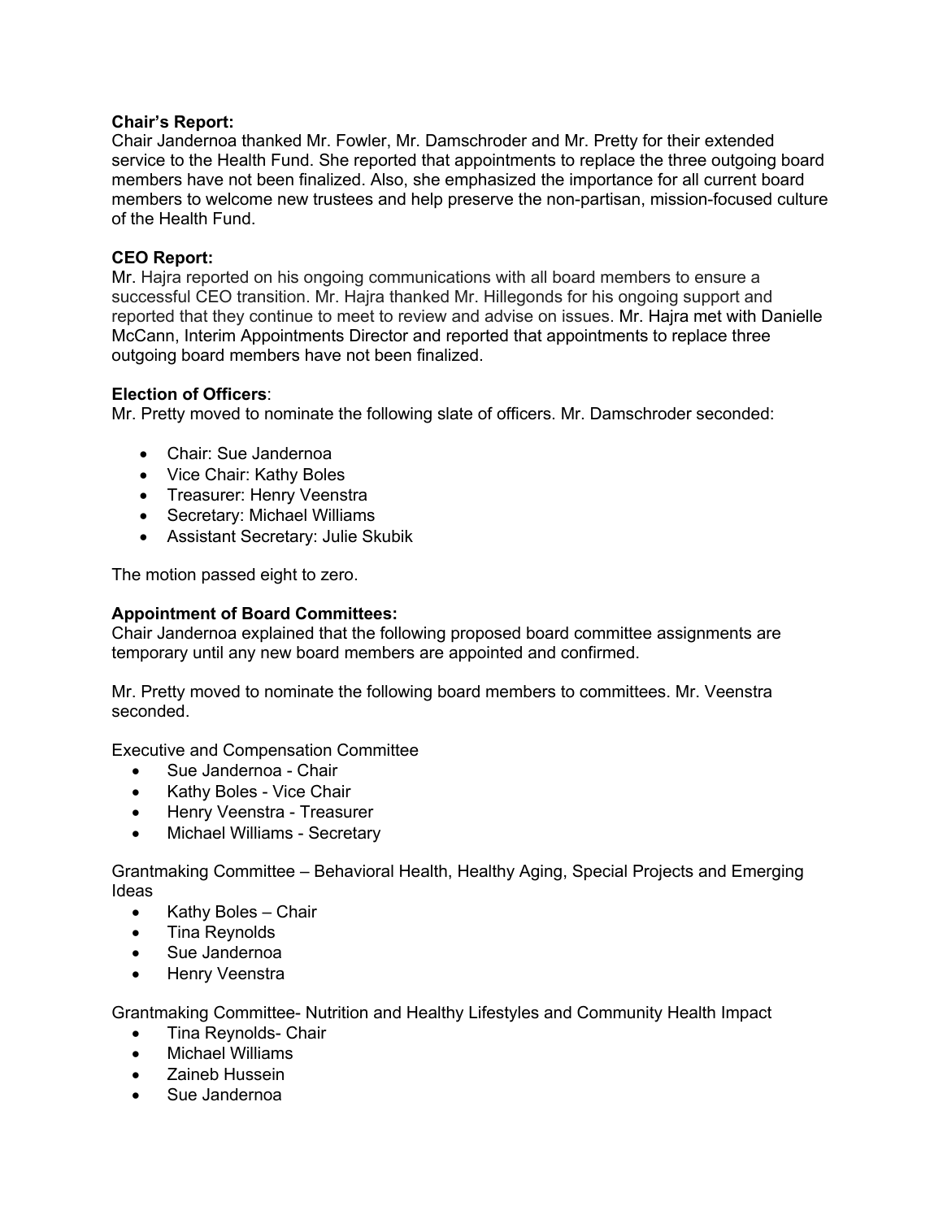**Chair's Report:**
Chair Jandernoa thanked Mr. Fowler, Mr. Damschroder and Mr. Pretty for their extended service to the Health Fund. She reported that appointments to replace the three outgoing board members have not been finalized. Also, she emphasized the importance for all current board members to welcome new trustees and help preserve the non-partisan, mission-focused culture of the Health Fund.

**CEO Report:**
Mr. Hajra reported on his ongoing communications with all board members to ensure a successful CEO transition. Mr. Hajra thanked Mr. Hillegonds for his ongoing support and reported that they continue to meet to review and advise on issues. Mr. Hajra met with Danielle McCann, Interim Appointments Director and reported that appointments to replace three outgoing board members have not been finalized.

**Election of Officers**:
Mr. Pretty moved to nominate the following slate of officers. Mr. Damschroder seconded:

- Chair: Sue Jandernoa
- Vice Chair: Kathy Boles
- Treasurer: Henry Veenstra
- Secretary: Michael Williams
- Assistant Secretary: Julie Skubik

The motion passed eight to zero.

**Appointment of Board Committees:**
Chair Jandernoa explained that the following proposed board committee assignments are temporary until any new board members are appointed and confirmed.

Mr. Pretty moved to nominate the following board members to committees. Mr. Veenstra seconded.

Executive and Compensation Committee

- Sue Jandernoa - Chair
- Kathy Boles - Vice Chair
- Henry Veenstra - Treasurer
- Michael Williams - Secretary

Grantmaking Committee – Behavioral Health, Healthy Aging, Special Projects and Emerging Ideas

- Kathy Boles – Chair
- Tina Reynolds
- Sue Jandernoa
- Henry Veenstra

Grantmaking Committee- Nutrition and Healthy Lifestyles and Community Health Impact

- Tina Reynolds- Chair
- Michael Williams
- Zaineb Hussein
- Sue Jandernoa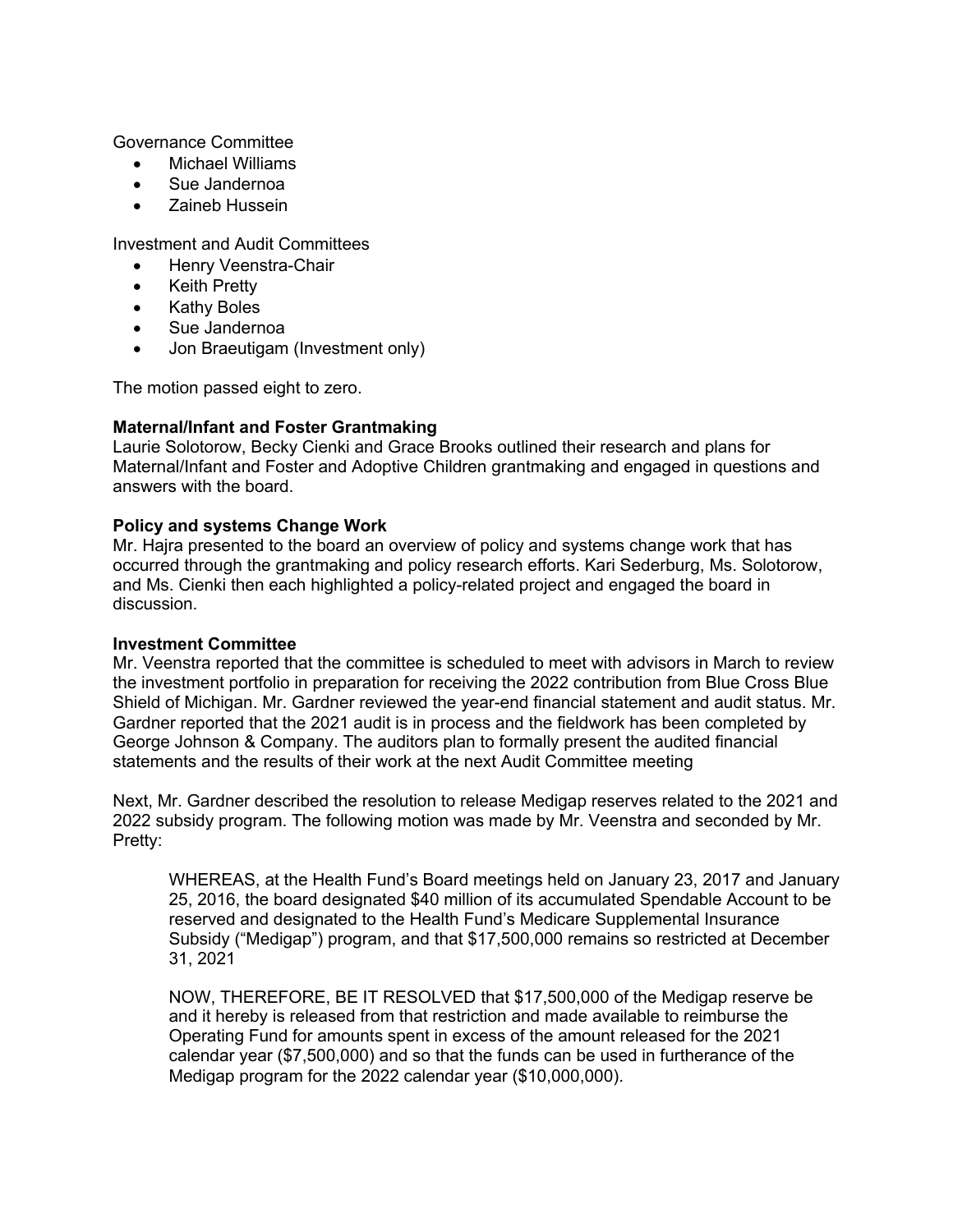Governance Committee

- Michael Williams
- Sue Jandernoa
- Zaineb Hussein

Investment and Audit Committees

- Henry Veenstra-Chair
- Keith Pretty
- Kathy Boles
- Sue Jandernoa
- Jon Braeutigam (Investment only)

The motion passed eight to zero.

**Maternal/Infant and Foster Grantmaking**
Laurie Solotorow, Becky Cienki and Grace Brooks outlined their research and plans for Maternal/Infant and Foster and Adoptive Children grantmaking and engaged in questions and answers with the board.

**Policy and systems Change Work**
Mr. Hajra presented to the board an overview of policy and systems change work that has occurred through the grantmaking and policy research efforts. Kari Sederburg, Ms. Solotorow, and Ms. Cienki then each highlighted a policy-related project and engaged the board in discussion.

**Investment Committee**
Mr. Veenstra reported that the committee is scheduled to meet with advisors in March to review the investment portfolio in preparation for receiving the 2022 contribution from Blue Cross Blue Shield of Michigan. Mr. Gardner reviewed the year-end financial statement and audit status. Mr. Gardner reported that the 2021 audit is in process and the fieldwork has been completed by George Johnson & Company. The auditors plan to formally present the audited financial statements and the results of their work at the next Audit Committee meeting

Next, Mr. Gardner described the resolution to release Medigap reserves related to the 2021 and 2022 subsidy program. The following motion was made by Mr. Veenstra and seconded by Mr. Pretty:

> WHEREAS, at the Health Fund's Board meetings held on January 23, 2017 and January 25, 2016, the board designated $40 million of its accumulated Spendable Account to be reserved and designated to the Health Fund's Medicare Supplemental Insurance Subsidy ("Medigap") program, and that $17,500,000 remains so restricted at December 31, 2021
>
> NOW, THEREFORE, BE IT RESOLVED that $17,500,000 of the Medigap reserve be and it hereby is released from that restriction and made available to reimburse the Operating Fund for amounts spent in excess of the amount released for the 2021 calendar year ($7,500,000) and so that the funds can be used in furtherance of the Medigap program for the 2022 calendar year ($10,000,000).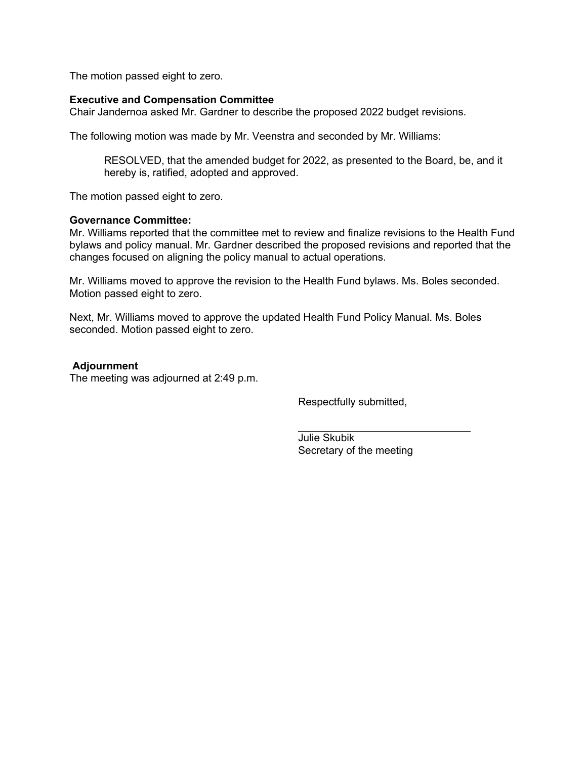The motion passed eight to zero.

**Executive and Compensation Committee**
Chair Jandernoa asked Mr. Gardner to describe the proposed 2022 budget revisions.

The following motion was made by Mr. Veenstra and seconded by Mr. Williams:

> RESOLVED, that the amended budget for 2022, as presented to the Board, be, and it hereby is, ratified, adopted and approved.

The motion passed eight to zero.

**Governance Committee:**
Mr. Williams reported that the committee met to review and finalize revisions to the Health Fund bylaws and policy manual. Mr. Gardner described the proposed revisions and reported that the changes focused on aligning the policy manual to actual operations.

Mr. Williams moved to approve the revision to the Health Fund bylaws. Ms. Boles seconded. Motion passed eight to zero.

Next, Mr. Williams moved to approve the updated Health Fund Policy Manual. Ms. Boles seconded. Motion passed eight to zero.

**Adjournment**
The meeting was adjourned at 2:49 p.m.

Respectfully submitted,

Julie Skubik
Secretary of the meeting